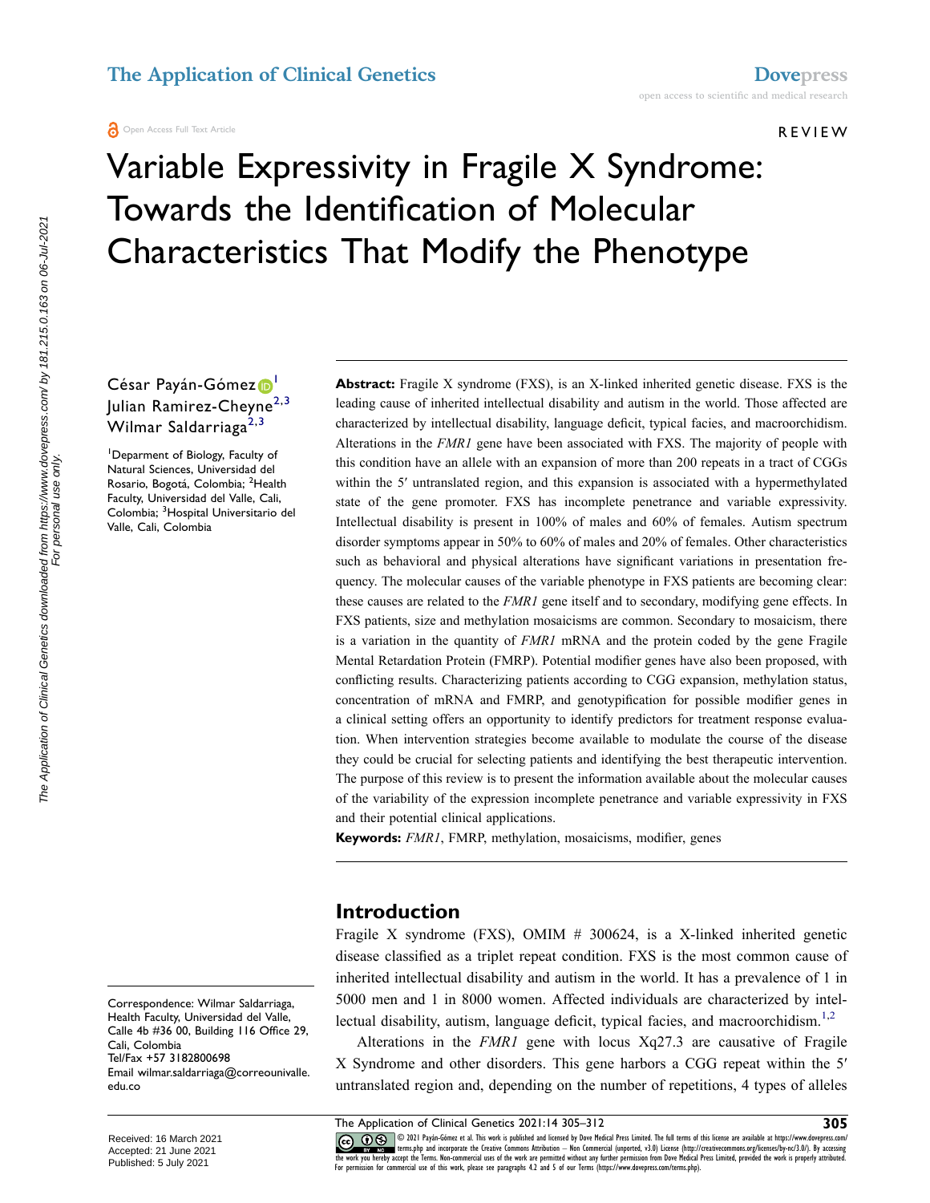Open Access Full Text Article

REVIEW

# Variable Expressivity in Fragile X Syndrome: Towards the Identification of Molecular Characteristics That Modify the Phenotype

César Payán-Gómez[1]
Julian Ramirez-Cheyne[2,3]
Wilmar Saldarriaga[2,3]

[1]Deparment of Biology, Faculty of Natural Sciences, Universidad del Rosario, Bogotá, Colombia; [2]Health Faculty, Universidad del Valle, Cali, Colombia; [3]Hospital Universitario del Valle, Cali, Colombia

**Abstract:** Fragile X syndrome (FXS), is an X-linked inherited genetic disease. FXS is the leading cause of inherited intellectual disability and autism in the world. Those affected are characterized by intellectual disability, language deficit, typical facies, and macroorchidism. Alterations in the *FMR1* gene have been associated with FXS. The majority of people with this condition have an allele with an expansion of more than 200 repeats in a tract of CGGs within the 5′ untranslated region, and this expansion is associated with a hypermethylated state of the gene promoter. FXS has incomplete penetrance and variable expressivity. Intellectual disability is present in 100% of males and 60% of females. Autism spectrum disorder symptoms appear in 50% to 60% of males and 20% of females. Other characteristics such as behavioral and physical alterations have significant variations in presentation frequency. The molecular causes of the variable phenotype in FXS patients are becoming clear: these causes are related to the *FMR1* gene itself and to secondary, modifying gene effects. In FXS patients, size and methylation mosaicisms are common. Secondary to mosaicism, there is a variation in the quantity of *FMR1* mRNA and the protein coded by the gene Fragile Mental Retardation Protein (FMRP). Potential modifier genes have also been proposed, with conflicting results. Characterizing patients according to CGG expansion, methylation status, concentration of mRNA and FMRP, and genotypification for possible modifier genes in a clinical setting offers an opportunity to identify predictors for treatment response evaluation. When intervention strategies become available to modulate the course of the disease they could be crucial for selecting patients and identifying the best therapeutic intervention. The purpose of this review is to present the information available about the molecular causes of the variability of the expression incomplete penetrance and variable expressivity in FXS and their potential clinical applications.

**Keywords:** *FMR1*, FMRP, methylation, mosaicisms, modifier, genes

## Introduction

Fragile X syndrome (FXS), OMIM # 300624, is a X-linked inherited genetic disease classified as a triplet repeat condition. FXS is the most common cause of inherited intellectual disability and autism in the world. It has a prevalence of 1 in 5000 men and 1 in 8000 women. Affected individuals are characterized by intellectual disability, autism, language deficit, typical facies, and macroorchidism.[1,2]

Alterations in the *FMR1* gene with locus Xq27.3 are causative of Fragile X Syndrome and other disorders. This gene harbors a CGG repeat within the 5′ untranslated region and, depending on the number of repetitions, 4 types of alleles

Correspondence: Wilmar Saldarriaga, Health Faculty, Universidad del Valle, Calle 4b #36 00, Building 116 Office 29, Cali, Colombia
Tel/Fax +57 3182800698
Email wilmar.saldarriaga@correounivalle.edu.co

Received: 16 March 2021
Accepted: 21 June 2021
Published: 5 July 2021

© 2021 Payán-Gómez et al. This work is published and licensed by Dove Medical Press Limited. The full terms of this license are available at https://www.dovepress.com/terms.php and incorporate the Creative Commons Attribution – Non Commercial (unported, v3.0) License (http://creativecommons.org/licenses/by-nc/3.0/). By accessing the work you hereby accept the Terms. Non-commercial uses of the work are permitted without any further permission from Dove Medical Press Limited, provided the work is properly attributed. For permission for commercial use of this work, please see paragraphs 4.2 and 5 of our Terms (https://www.dovepress.com/terms.php).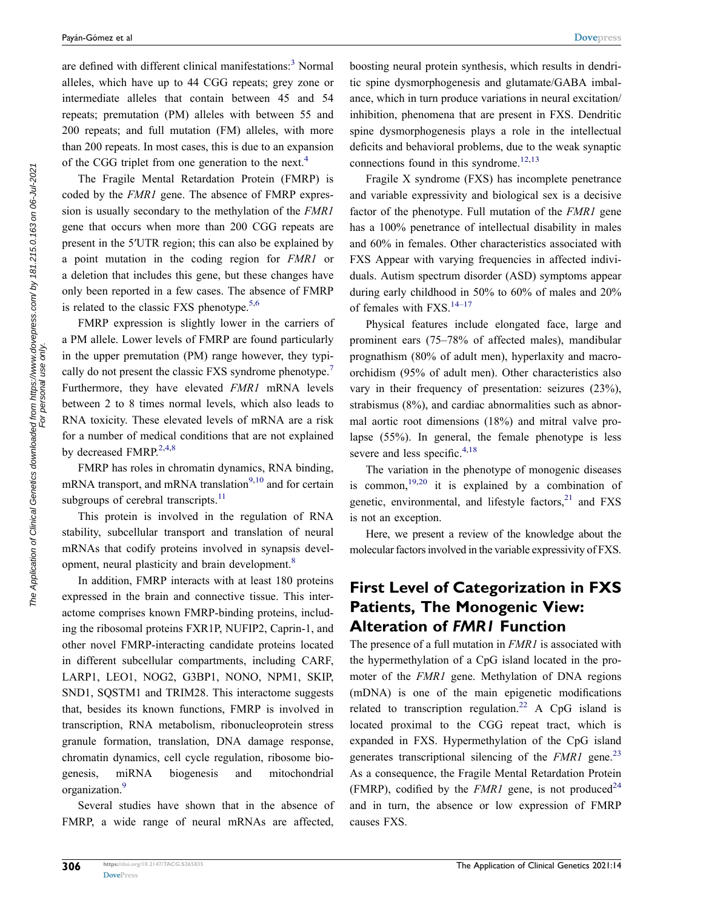are defined with different clinical manifestations:[3] Normal alleles, which have up to 44 CGG repeats; grey zone or intermediate alleles that contain between 45 and 54 repeats; premutation (PM) alleles with between 55 and 200 repeats; and full mutation (FM) alleles, with more than 200 repeats. In most cases, this is due to an expansion of the CGG triplet from one generation to the next.[4]

The Fragile Mental Retardation Protein (FMRP) is coded by the *FMR1* gene. The absence of FMRP expression is usually secondary to the methylation of the *FMR1* gene that occurs when more than 200 CGG repeats are present in the 5′UTR region; this can also be explained by a point mutation in the coding region for *FMR1* or a deletion that includes this gene, but these changes have only been reported in a few cases. The absence of FMRP is related to the classic FXS phenotype.[5,6]

FMRP expression is slightly lower in the carriers of a PM allele. Lower levels of FMRP are found particularly in the upper premutation (PM) range however, they typically do not present the classic FXS syndrome phenotype.[7] Furthermore, they have elevated *FMR1* mRNA levels between 2 to 8 times normal levels, which also leads to RNA toxicity. These elevated levels of mRNA are a risk for a number of medical conditions that are not explained by decreased FMRP.[2,4,8]

FMRP has roles in chromatin dynamics, RNA binding, mRNA transport, and mRNA translation[9,10] and for certain subgroups of cerebral transcripts.[11]

This protein is involved in the regulation of RNA stability, subcellular transport and translation of neural mRNAs that codify proteins involved in synapsis development, neural plasticity and brain development.[8]

In addition, FMRP interacts with at least 180 proteins expressed in the brain and connective tissue. This interactome comprises known FMRP-binding proteins, including the ribosomal proteins FXR1P, NUFIP2, Caprin-1, and other novel FMRP-interacting candidate proteins located in different subcellular compartments, including CARF, LARP1, LEO1, NOG2, G3BP1, NONO, NPM1, SKIP, SND1, SQSTM1 and TRIM28. This interactome suggests that, besides its known functions, FMRP is involved in transcription, RNA metabolism, ribonucleoprotein stress granule formation, translation, DNA damage response, chromatin dynamics, cell cycle regulation, ribosome biogenesis, miRNA biogenesis and mitochondrial organization.[9]

Several studies have shown that in the absence of FMRP, a wide range of neural mRNAs are affected, boosting neural protein synthesis, which results in dendritic spine dysmorphogenesis and glutamate/GABA imbalance, which in turn produce variations in neural excitation/inhibition, phenomena that are present in FXS. Dendritic spine dysmorphogenesis plays a role in the intellectual deficits and behavioral problems, due to the weak synaptic connections found in this syndrome.[12,13]

Fragile X syndrome (FXS) has incomplete penetrance and variable expressivity and biological sex is a decisive factor of the phenotype. Full mutation of the *FMR1* gene has a 100% penetrance of intellectual disability in males and 60% in females. Other characteristics associated with FXS Appear with varying frequencies in affected individuals. Autism spectrum disorder (ASD) symptoms appear during early childhood in 50% to 60% of males and 20% of females with FXS.[14–17]

Physical features include elongated face, large and prominent ears (75–78% of affected males), mandibular prognathism (80% of adult men), hyperlaxity and macroorchidism (95% of adult men). Other characteristics also vary in their frequency of presentation: seizures (23%), strabismus (8%), and cardiac abnormalities such as abnormal aortic root dimensions (18%) and mitral valve prolapse (55%). In general, the female phenotype is less severe and less specific.[4,18]

The variation in the phenotype of monogenic diseases is common,[19,20] it is explained by a combination of genetic, environmental, and lifestyle factors,[21] and FXS is not an exception.

Here, we present a review of the knowledge about the molecular factors involved in the variable expressivity of FXS.

## First Level of Categorization in FXS Patients, The Monogenic View: Alteration of *FMR1* Function

The presence of a full mutation in *FMR1* is associated with the hypermethylation of a CpG island located in the promoter of the *FMR1* gene. Methylation of DNA regions (mDNA) is one of the main epigenetic modifications related to transcription regulation.[22] A CpG island is located proximal to the CGG repeat tract, which is expanded in FXS. Hypermethylation of the CpG island generates transcriptional silencing of the *FMR1* gene.[23] As a consequence, the Fragile Mental Retardation Protein (FMRP), codified by the *FMR1* gene, is not produced[24] and in turn, the absence or low expression of FMRP causes FXS.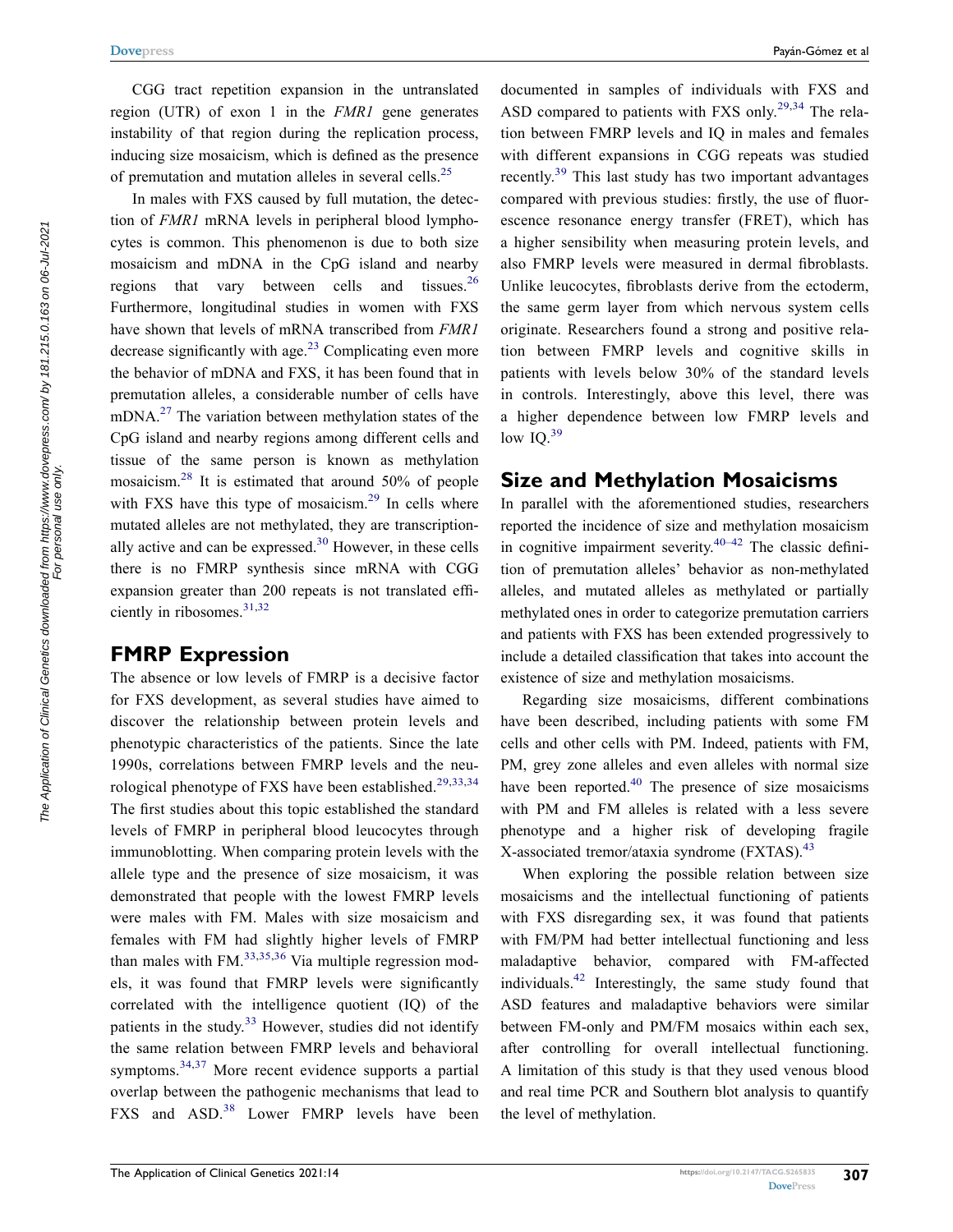CGG tract repetition expansion in the untranslated region (UTR) of exon 1 in the *FMR1* gene generates instability of that region during the replication process, inducing size mosaicism, which is defined as the presence of premutation and mutation alleles in several cells.[25]

In males with FXS caused by full mutation, the detection of *FMR1* mRNA levels in peripheral blood lymphocytes is common. This phenomenon is due to both size mosaicism and mDNA in the CpG island and nearby regions that vary between cells and tissues.[26] Furthermore, longitudinal studies in women with FXS have shown that levels of mRNA transcribed from *FMR1* decrease significantly with age.[23] Complicating even more the behavior of mDNA and FXS, it has been found that in premutation alleles, a considerable number of cells have mDNA.[27] The variation between methylation states of the CpG island and nearby regions among different cells and tissue of the same person is known as methylation mosaicism.[28] It is estimated that around 50% of people with FXS have this type of mosaicism.[29] In cells where mutated alleles are not methylated, they are transcriptionally active and can be expressed.[30] However, in these cells there is no FMRP synthesis since mRNA with CGG expansion greater than 200 repeats is not translated efficiently in ribosomes.[31,32]

## FMRP Expression

The absence or low levels of FMRP is a decisive factor for FXS development, as several studies have aimed to discover the relationship between protein levels and phenotypic characteristics of the patients. Since the late 1990s, correlations between FMRP levels and the neurological phenotype of FXS have been established.[29,33,34] The first studies about this topic established the standard levels of FMRP in peripheral blood leucocytes through immunoblotting. When comparing protein levels with the allele type and the presence of size mosaicism, it was demonstrated that people with the lowest FMRP levels were males with FM. Males with size mosaicism and females with FM had slightly higher levels of FMRP than males with FM.[33,35,36] Via multiple regression models, it was found that FMRP levels were significantly correlated with the intelligence quotient (IQ) of the patients in the study.[33] However, studies did not identify the same relation between FMRP levels and behavioral symptoms.[34,37] More recent evidence supports a partial overlap between the pathogenic mechanisms that lead to FXS and ASD.[38] Lower FMRP levels have been documented in samples of individuals with FXS and ASD compared to patients with FXS only.[29,34] The relation between FMRP levels and IQ in males and females with different expansions in CGG repeats was studied recently.[39] This last study has two important advantages compared with previous studies: firstly, the use of fluorescence resonance energy transfer (FRET), which has a higher sensibility when measuring protein levels, and also FMRP levels were measured in dermal fibroblasts. Unlike leucocytes, fibroblasts derive from the ectoderm, the same germ layer from which nervous system cells originate. Researchers found a strong and positive relation between FMRP levels and cognitive skills in patients with levels below 30% of the standard levels in controls. Interestingly, above this level, there was a higher dependence between low FMRP levels and low IQ.[39]

## Size and Methylation Mosaicisms

In parallel with the aforementioned studies, researchers reported the incidence of size and methylation mosaicism in cognitive impairment severity.[40–42] The classic definition of premutation alleles' behavior as non-methylated alleles, and mutated alleles as methylated or partially methylated ones in order to categorize premutation carriers and patients with FXS has been extended progressively to include a detailed classification that takes into account the existence of size and methylation mosaicisms.

Regarding size mosaicisms, different combinations have been described, including patients with some FM cells and other cells with PM. Indeed, patients with FM, PM, grey zone alleles and even alleles with normal size have been reported.[40] The presence of size mosaicisms with PM and FM alleles is related with a less severe phenotype and a higher risk of developing fragile X-associated tremor/ataxia syndrome (FXTAS).[43]

When exploring the possible relation between size mosaicisms and the intellectual functioning of patients with FXS disregarding sex, it was found that patients with FM/PM had better intellectual functioning and less maladaptive behavior, compared with FM-affected individuals.[42] Interestingly, the same study found that ASD features and maladaptive behaviors were similar between FM-only and PM/FM mosaics within each sex, after controlling for overall intellectual functioning. A limitation of this study is that they used venous blood and real time PCR and Southern blot analysis to quantify the level of methylation.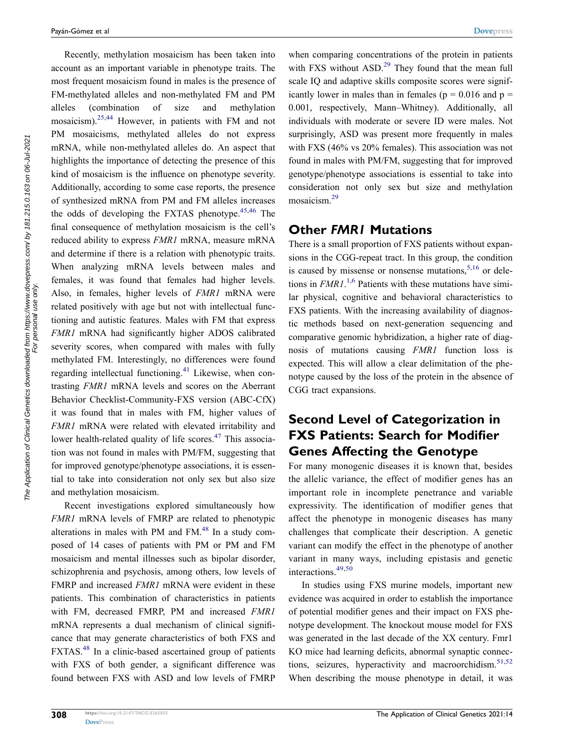Recently, methylation mosaicism has been taken into account as an important variable in phenotype traits. The most frequent mosaicism found in males is the presence of FM-methylated alleles and non-methylated FM and PM alleles (combination of size and methylation mosaicism).[25,44] However, in patients with FM and not PM mosaicisms, methylated alleles do not express mRNA, while non-methylated alleles do. An aspect that highlights the importance of detecting the presence of this kind of mosaicism is the influence on phenotype severity. Additionally, according to some case reports, the presence of synthesized mRNA from PM and FM alleles increases the odds of developing the FXTAS phenotype.[45,46] The final consequence of methylation mosaicism is the cell's reduced ability to express *FMR1* mRNA, measure mRNA and determine if there is a relation with phenotypic traits. When analyzing mRNA levels between males and females, it was found that females had higher levels. Also, in females, higher levels of *FMR1* mRNA were related positively with age but not with intellectual functioning and autistic features. Males with FM that express *FMR1* mRNA had significantly higher ADOS calibrated severity scores, when compared with males with fully methylated FM. Interestingly, no differences were found regarding intellectual functioning.[41] Likewise, when contrasting *FMR1* mRNA levels and scores on the Aberrant Behavior Checklist-Community-FXS version (ABC-CfX) it was found that in males with FM, higher values of *FMR1* mRNA were related with elevated irritability and lower health-related quality of life scores.[47] This association was not found in males with PM/FM, suggesting that for improved genotype/phenotype associations, it is essential to take into consideration not only sex but also size and methylation mosaicism.

Recent investigations explored simultaneously how *FMR1* mRNA levels of FMRP are related to phenotypic alterations in males with PM and FM.[48] In a study composed of 14 cases of patients with PM or PM and FM mosaicism and mental illnesses such as bipolar disorder, schizophrenia and psychosis, among others, low levels of FMRP and increased *FMR1* mRNA were evident in these patients. This combination of characteristics in patients with FM, decreased FMRP, PM and increased *FMR1* mRNA represents a dual mechanism of clinical significance that may generate characteristics of both FXS and FXTAS.[48] In a clinic-based ascertained group of patients with FXS of both gender, a significant difference was found between FXS with ASD and low levels of FMRP when comparing concentrations of the protein in patients with FXS without ASD.[29] They found that the mean full scale IQ and adaptive skills composite scores were significantly lower in males than in females ($p = 0.016$ and $p = 0.001$, respectively, Mann–Whitney). Additionally, all individuals with moderate or severe ID were males. Not surprisingly, ASD was present more frequently in males with FXS (46% vs 20% females). This association was not found in males with PM/FM, suggesting that for improved genotype/phenotype associations is essential to take into consideration not only sex but size and methylation mosaicism.[29]

## Other *FMR1* Mutations

There is a small proportion of FXS patients without expansions in the CGG-repeat tract. In this group, the condition is caused by missense or nonsense mutations,[5,16] or deletions in *FMR1*.[1,6] Patients with these mutations have similar physical, cognitive and behavioral characteristics to FXS patients. With the increasing availability of diagnostic methods based on next-generation sequencing and comparative genomic hybridization, a higher rate of diagnosis of mutations causing *FMR1* function loss is expected. This will allow a clear delimitation of the phenotype caused by the loss of the protein in the absence of CGG tract expansions.

## Second Level of Categorization in FXS Patients: Search for Modifier Genes Affecting the Genotype

For many monogenic diseases it is known that, besides the allelic variance, the effect of modifier genes has an important role in incomplete penetrance and variable expressivity. The identification of modifier genes that affect the phenotype in monogenic diseases has many challenges that complicate their description. A genetic variant can modify the effect in the phenotype of another variant in many ways, including epistasis and genetic interactions.[49,50]

In studies using FXS murine models, important new evidence was acquired in order to establish the importance of potential modifier genes and their impact on FXS phenotype development. The knockout mouse model for FXS was generated in the last decade of the XX century. Fmr1 KO mice had learning deficits, abnormal synaptic connections, seizures, hyperactivity and macroorchidism.[51,52] When describing the mouse phenotype in detail, it was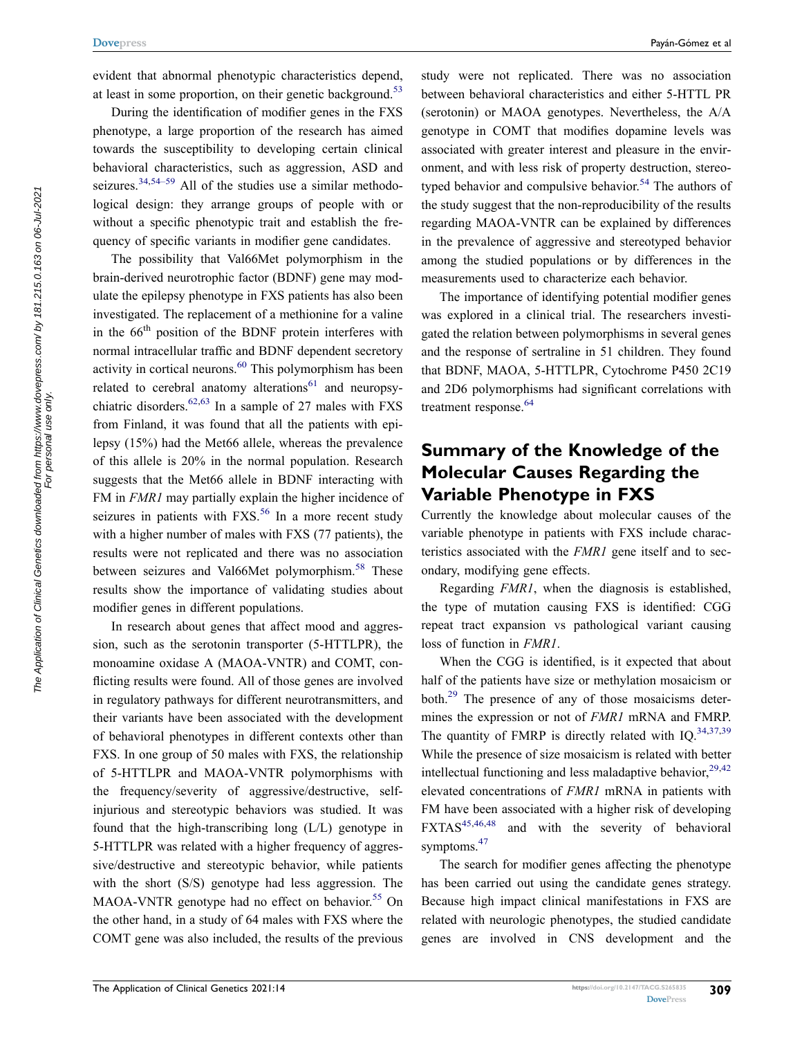evident that abnormal phenotypic characteristics depend, at least in some proportion, on their genetic background.[53]

During the identification of modifier genes in the FXS phenotype, a large proportion of the research has aimed towards the susceptibility to developing certain clinical behavioral characteristics, such as aggression, ASD and seizures.[34,54–59] All of the studies use a similar methodological design: they arrange groups of people with or without a specific phenotypic trait and establish the frequency of specific variants in modifier gene candidates.

The possibility that Val66Met polymorphism in the brain-derived neurotrophic factor (BDNF) gene may modulate the epilepsy phenotype in FXS patients has also been investigated. The replacement of a methionine for a valine in the 66th position of the BDNF protein interferes with normal intracellular traffic and BDNF dependent secretory activity in cortical neurons.[60] This polymorphism has been related to cerebral anatomy alterations[61] and neuropsychiatric disorders.[62,63] In a sample of 27 males with FXS from Finland, it was found that all the patients with epilepsy (15%) had the Met66 allele, whereas the prevalence of this allele is 20% in the normal population. Research suggests that the Met66 allele in BDNF interacting with FM in *FMR1* may partially explain the higher incidence of seizures in patients with FXS.[56] In a more recent study with a higher number of males with FXS (77 patients), the results were not replicated and there was no association between seizures and Val66Met polymorphism.[58] These results show the importance of validating studies about modifier genes in different populations.

In research about genes that affect mood and aggression, such as the serotonin transporter (5-HTTLPR), the monoamine oxidase A (MAOA-VNTR) and COMT, conflicting results were found. All of those genes are involved in regulatory pathways for different neurotransmitters, and their variants have been associated with the development of behavioral phenotypes in different contexts other than FXS. In one group of 50 males with FXS, the relationship of 5-HTTLPR and MAOA-VNTR polymorphisms with the frequency/severity of aggressive/destructive, self-injurious and stereotypic behaviors was studied. It was found that the high-transcribing long (L/L) genotype in 5-HTTLPR was related with a higher frequency of aggressive/destructive and stereotypic behavior, while patients with the short (S/S) genotype had less aggression. The MAOA-VNTR genotype had no effect on behavior.[55] On the other hand, in a study of 64 males with FXS where the COMT gene was also included, the results of the previous study were not replicated. There was no association between behavioral characteristics and either 5-HTTL PR (serotonin) or MAOA genotypes. Nevertheless, the A/A genotype in COMT that modifies dopamine levels was associated with greater interest and pleasure in the environment, and with less risk of property destruction, stereotyped behavior and compulsive behavior.[54] The authors of the study suggest that the non-reproducibility of the results regarding MAOA-VNTR can be explained by differences in the prevalence of aggressive and stereotyped behavior among the studied populations or by differences in the measurements used to characterize each behavior.

The importance of identifying potential modifier genes was explored in a clinical trial. The researchers investigated the relation between polymorphisms in several genes and the response of sertraline in 51 children. They found that BDNF, MAOA, 5-HTTLPR, Cytochrome P450 2C19 and 2D6 polymorphisms had significant correlations with treatment response.[64]

## Summary of the Knowledge of the Molecular Causes Regarding the Variable Phenotype in FXS

Currently the knowledge about molecular causes of the variable phenotype in patients with FXS include characteristics associated with the *FMR1* gene itself and to secondary, modifying gene effects.

Regarding *FMR1*, when the diagnosis is established, the type of mutation causing FXS is identified: CGG repeat tract expansion vs pathological variant causing loss of function in *FMR1*.

When the CGG is identified, is it expected that about half of the patients have size or methylation mosaicism or both.[29] The presence of any of those mosaicisms determines the expression or not of *FMR1* mRNA and FMRP. The quantity of FMRP is directly related with IQ.[34,37,39] While the presence of size mosaicism is related with better intellectual functioning and less maladaptive behavior,[29,42] elevated concentrations of *FMR1* mRNA in patients with FM have been associated with a higher risk of developing FXTAS[45,46,48] and with the severity of behavioral symptoms.[47]

The search for modifier genes affecting the phenotype has been carried out using the candidate genes strategy. Because high impact clinical manifestations in FXS are related with neurologic phenotypes, the studied candidate genes are involved in CNS development and the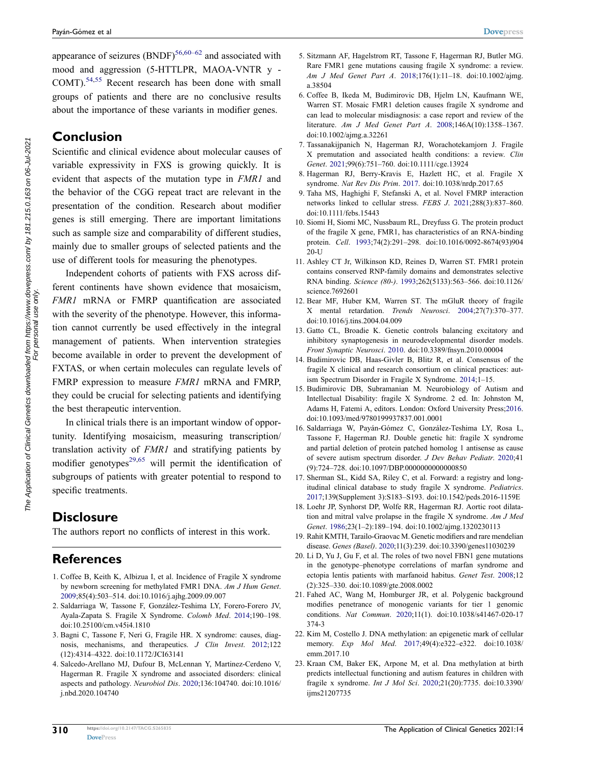appearance of seizures (BNDF)[56,60–62] and associated with mood and aggression (5-HTTLPR, MAOA-VNTR y - COMT).[54,55] Recent research has been done with small groups of patients and there are no conclusive results about the importance of these variants in modifier genes.

## Conclusion

Scientific and clinical evidence about molecular causes of variable expressivity in FXS is growing quickly. It is evident that aspects of the mutation type in *FMR1* and the behavior of the CGG repeat tract are relevant in the presentation of the condition. Research about modifier genes is still emerging. There are important limitations such as sample size and comparability of different studies, mainly due to smaller groups of selected patients and the use of different tools for measuring the phenotypes.

Independent cohorts of patients with FXS across different continents have shown evidence that mosaicism, *FMR1* mRNA or FMRP quantification are associated with the severity of the phenotype. However, this information cannot currently be used effectively in the integral management of patients. When intervention strategies become available in order to prevent the development of FXTAS, or when certain molecules can regulate levels of FMRP expression to measure *FMR1* mRNA and FMRP, they could be crucial for selecting patients and identifying the best therapeutic intervention.

In clinical trials there is an important window of opportunity. Identifying mosaicism, measuring transcription/translation activity of *FMR1* and stratifying patients by modifier genotypes[29,65] will permit the identification of subgroups of patients with greater potential to respond to specific treatments.

## Disclosure

The authors report no conflicts of interest in this work.

## References

1. Coffee B, Keith K, Albizua I, et al. Incidence of Fragile X syndrome by newborn screening for methylated FMR1 DNA. *Am J Hum Genet*. 2009;85(4):503–514. doi:10.1016/j.ajhg.2009.09.007
2. Saldarriaga W, Tassone F, González-Teshima LY, Forero-Forero JV, Ayala-Zapata S. Fragile X Syndrome. *Colomb Med*. 2014;190–198. doi:10.25100/cm.v45i4.1810
3. Bagni C, Tassone F, Neri G, Fragile HR. X syndrome: causes, diagnosis, mechanisms, and therapeutics. *J Clin Invest*. 2012;122(12):4314–4322. doi:10.1172/JCI63141
4. Salcedo-Arellano MJ, Dufour B, McLennan Y, Martinez-Cerdeno V, Hagerman R. Fragile X syndrome and associated disorders: clinical aspects and pathology. *Neurobiol Dis*. 2020;136:104740. doi:10.1016/j.nbd.2020.104740
5. Sitzmann AF, Hagelstrom RT, Tassone F, Hagerman RJ, Butler MG. Rare FMR1 gene mutations causing fragile X syndrome: a review. *Am J Med Genet Part A*. 2018;176(1):11–18. doi:10.1002/ajmg.a.38504
6. Coffee B, Ikeda M, Budimirovic DB, Hjelm LN, Kaufmann WE, Warren ST. Mosaic FMR1 deletion causes fragile X syndrome and can lead to molecular misdiagnosis: a case report and review of the literature. *Am J Med Genet Part A*. 2008;146A(10):1358–1367. doi:10.1002/ajmg.a.32261
7. Tassanakijpanich N, Hagerman RJ, Worachotekamjorn J. Fragile X premutation and associated health conditions: a review. *Clin Genet*. 2021;99(6):751–760. doi:10.1111/cge.13924
8. Hagerman RJ, Berry-Kravis E, Hazlett HC, et al. Fragile X syndrome. *Nat Rev Dis Prim*. 2017. doi:10.1038/nrdp.2017.65
9. Taha MS, Haghighi F, Stefanski A, et al. Novel FMRP interaction networks linked to cellular stress. *FEBS J*. 2021;288(3):837–860. doi:10.1111/febs.15443
10. Siomi H, Siomi MC, Nussbaum RL, Dreyfuss G. The protein product of the fragile X gene, FMR1, has characteristics of an RNA-binding protein. *Cell*. 1993;74(2):291–298. doi:10.1016/0092-8674(93)90420-U
11. Ashley CT Jr, Wilkinson KD, Reines D, Warren ST. FMR1 protein contains conserved RNP-family domains and demonstrates selective RNA binding. *Science (80-)*. 1993;262(5133):563–566. doi:10.1126/science.7692601
12. Bear MF, Huber KM, Warren ST. The mGluR theory of fragile X mental retardation. *Trends Neurosci*. 2004;27(7):370–377. doi:10.1016/j.tins.2004.04.009
13. Gatto CL, Broadie K. Genetic controls balancing excitatory and inhibitory synaptogenesis in neurodevelopmental disorder models. *Front Synaptic Neurosci*. 2010. doi:10.3389/fnsyn.2010.00004
14. Budimirovic DB, Haas-Givler B, Blitz R, et al. Consensus of the fragile X clinical and research consortium on clinical practices: autism Spectrum Disorder in Fragile X Syndrome. 2014;1–15.
15. Budimirovic DB, Subramanian M. Neurobiology of Autism and Intellectual Disability: fragile X Syndrome. 2 ed. In: Johnston M, Adams H, Fatemi A, editors. London: Oxford University Press;2016. doi:10.1093/med/9780199937837.001.0001
16. Saldarriaga W, Payán-Gómez C, González-Teshima LY, Rosa L, Tassone F, Hagerman RJ. Double genetic hit: fragile X syndrome and partial deletion of protein patched homolog 1 antisense as cause of severe autism spectrum disorder. *J Dev Behav Pediatr*. 2020;41(9):724–728. doi:10.1097/DBP.0000000000000850
17. Sherman SL, Kidd SA, Riley C, et al. Forward: a registry and longitudinal clinical database to study fragile X syndrome. *Pediatrics*. 2017;139(Supplement 3):S183–S193. doi:10.1542/peds.2016-1159E
18. Loehr JP, Synhorst DP, Wolfe RR, Hagerman RJ. Aortic root dilatation and mitral valve prolapse in the fragile X syndrome. *Am J Med Genet*. 1986;23(1–2):189–194. doi:10.1002/ajmg.1320230113
19. Rahit KMTH, Tarailo-Graovac M. Genetic modifiers and rare mendelian disease. *Genes (Basel)*. 2020;11(3):239. doi:10.3390/genes11030239
20. Li D, Yu J, Gu F, et al. The roles of two novel FBN1 gene mutations in the genotype–phenotype correlations of marfan syndrome and ectopia lentis patients with marfanoid habitus. *Genet Test*. 2008;12(2):325–330. doi:10.1089/gte.2008.0002
21. Fahed AC, Wang M, Homburger JR, et al. Polygenic background modifies penetrance of monogenic variants for tier 1 genomic conditions. *Nat Commun*. 2020;11(1). doi:10.1038/s41467-020-17374-3
22. Kim M, Costello J. DNA methylation: an epigenetic mark of cellular memory. *Exp Mol Med*. 2017;49(4):e322–e322. doi:10.1038/emm.2017.10
23. Kraan CM, Baker EK, Arpone M, et al. Dna methylation at birth predicts intellectual functioning and autism features in children with fragile x syndrome. *Int J Mol Sci*. 2020;21(20):7735. doi:10.3390/ijms21207735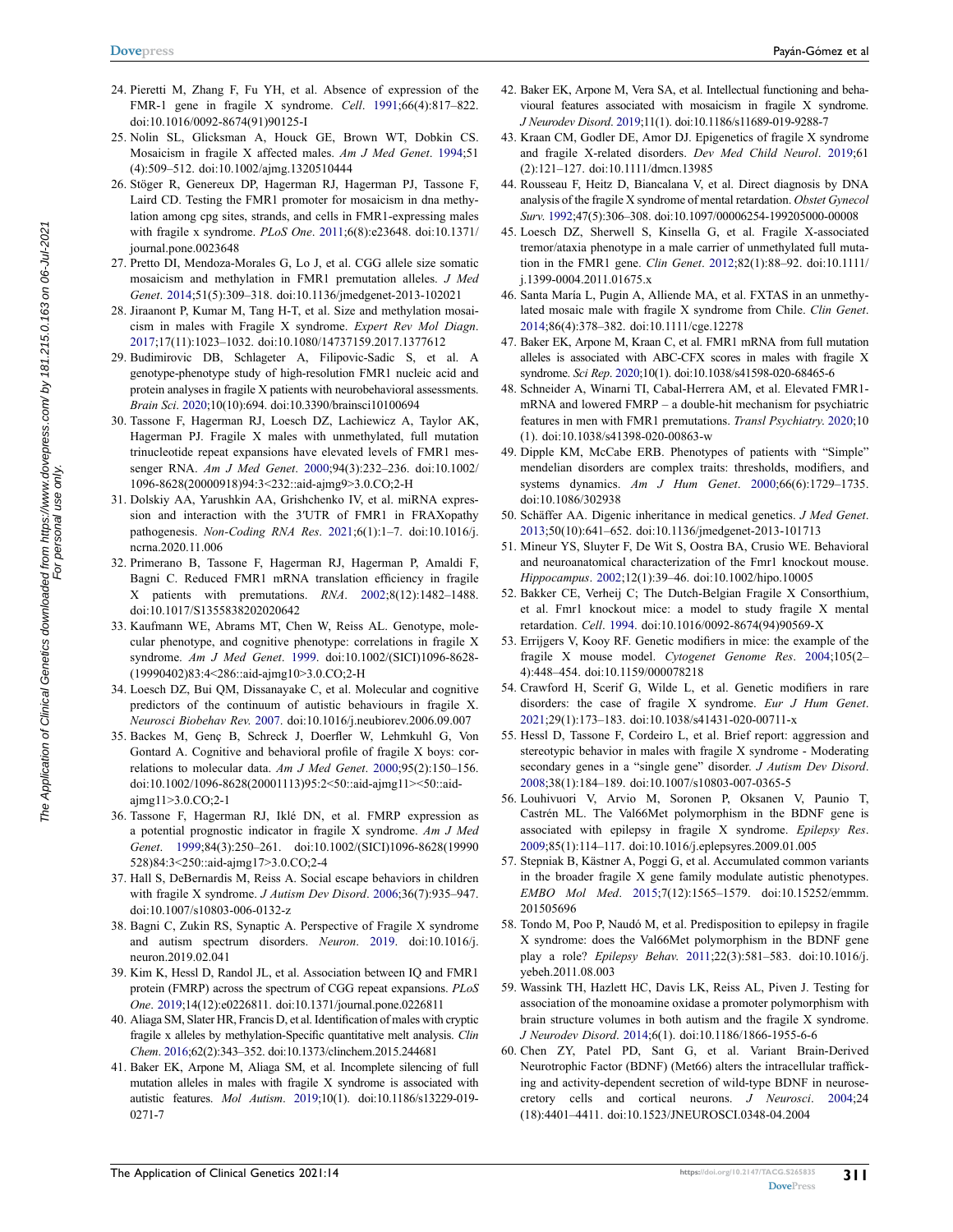24. Pieretti M, Zhang F, Fu YH, et al. Absence of expression of the FMR-1 gene in fragile X syndrome. *Cell*. 1991;66(4):817–822. doi:10.1016/0092-8674(91)90125-I
25. Nolin SL, Glicksman A, Houck GE, Brown WT, Dobkin CS. Mosaicism in fragile X affected males. *Am J Med Genet*. 1994;51 (4):509–512. doi:10.1002/ajmg.1320510444
26. Stöger R, Genereux DP, Hagerman RJ, Hagerman PJ, Tassone F, Laird CD. Testing the FMR1 promoter for mosaicism in dna methylation among cpg sites, strands, and cells in FMR1-expressing males with fragile x syndrome. *PLoS One*. 2011;6(8):e23648. doi:10.1371/journal.pone.0023648
27. Pretto DI, Mendoza-Morales G, Lo J, et al. CGG allele size somatic mosaicism and methylation in FMR1 premutation alleles. *J Med Genet*. 2014;51(5):309–318. doi:10.1136/jmedgenet-2013-102021
28. Jiraanont P, Kumar M, Tang H-T, et al. Size and methylation mosaicism in males with Fragile X syndrome. *Expert Rev Mol Diagn*. 2017;17(11):1023–1032. doi:10.1080/14737159.2017.1377612
29. Budimirovic DB, Schlageter A, Filipovic-Sadic S, et al. A genotype-phenotype study of high-resolution FMR1 nucleic acid and protein analyses in fragile X patients with neurobehavioral assessments. *Brain Sci*. 2020;10(10):694. doi:10.3390/brainsci10100694
30. Tassone F, Hagerman RJ, Loesch DZ, Lachiewicz A, Taylor AK, Hagerman PJ. Fragile X males with unmethylated, full mutation trinucleotide repeat expansions have elevated levels of FMR1 messenger RNA. *Am J Med Genet*. 2000;94(3):232–236. doi:10.1002/1096-8628(20000918)94:3<232::aid-ajmg9>3.0.CO;2-H
31. Dolskiy AA, Yarushkin AA, Grishchenko IV, et al. miRNA expression and interaction with the 3′UTR of FMR1 in FRAXopathy pathogenesis. *Non-Coding RNA Res*. 2021;6(1):1–7. doi:10.1016/j.ncrna.2020.11.006
32. Primerano B, Tassone F, Hagerman RJ, Hagerman P, Amaldi F, Bagni C. Reduced FMR1 mRNA translation efficiency in fragile X patients with premutations. *RNA*. 2002;8(12):1482–1488. doi:10.1017/S1355838202020642
33. Kaufmann WE, Abrams MT, Chen W, Reiss AL. Genotype, molecular phenotype, and cognitive phenotype: correlations in fragile X syndrome. *Am J Med Genet*. 1999. doi:10.1002/(SICI)1096-8628-(19990402)83:4<286::aid-ajmg10>3.0.CO;2-H
34. Loesch DZ, Bui QM, Dissanayake C, et al. Molecular and cognitive predictors of the continuum of autistic behaviours in fragile X. *Neurosci Biobehav Rev*. 2007. doi:10.1016/j.neubiorev.2006.09.007
35. Backes M, Genç B, Schreck J, Doerfler W, Lehmkuhl G, Von Gontard A. Cognitive and behavioral profile of fragile X boys: correlations to molecular data. *Am J Med Genet*. 2000;95(2):150–156. doi:10.1002/1096-8628(20001113)95:2<50::aid-ajmg11><50::aid-ajmg11>3.0.CO;2-1
36. Tassone F, Hagerman RJ, Iklé DN, et al. FMRP expression as a potential prognostic indicator in fragile X syndrome. *Am J Med Genet*. 1999;84(3):250–261. doi:10.1002/(SICI)1096-8628(19990528)84:3<250::aid-ajmg17>3.0.CO;2-4
37. Hall S, DeBernardis M, Reiss A. Social escape behaviors in children with fragile X syndrome. *J Autism Dev Disord*. 2006;36(7):935–947. doi:10.1007/s10803-006-0132-z
38. Bagni C, Zukin RS, Synaptic A. Perspective of Fragile X syndrome and autism spectrum disorders. *Neuron*. 2019. doi:10.1016/j.neuron.2019.02.041
39. Kim K, Hessl D, Randol JL, et al. Association between IQ and FMR1 protein (FMRP) across the spectrum of CGG repeat expansions. *PLoS One*. 2019;14(12):e0226811. doi:10.1371/journal.pone.0226811
40. Aliaga SM, Slater HR, Francis D, et al. Identification of males with cryptic fragile x alleles by methylation-Specific quantitative melt analysis. *Clin Chem*. 2016;62(2):343–352. doi:10.1373/clinchem.2015.244681
41. Baker EK, Arpone M, Aliaga SM, et al. Incomplete silencing of full mutation alleles in males with fragile X syndrome is associated with autistic features. *Mol Autism*. 2019;10(1). doi:10.1186/s13229-019-0271-7
42. Baker EK, Arpone M, Vera SA, et al. Intellectual functioning and behavioural features associated with mosaicism in fragile X syndrome. *J Neurodev Disord*. 2019;11(1). doi:10.1186/s11689-019-9288-7
43. Kraan CM, Godler DE, Amor DJ. Epigenetics of fragile X syndrome and fragile X-related disorders. *Dev Med Child Neurol*. 2019;61 (2):121–127. doi:10.1111/dmcn.13985
44. Rousseau F, Heitz D, Biancalana V, et al. Direct diagnosis by DNA analysis of the fragile X syndrome of mental retardation. *Obstet Gynecol Surv*. 1992;47(5):306–308. doi:10.1097/00006254-199205000-00008
45. Loesch DZ, Sherwell S, Kinsella G, et al. Fragile X-associated tremor/ataxia phenotype in a male carrier of unmethylated full mutation in the FMR1 gene. *Clin Genet*. 2012;82(1):88–92. doi:10.1111/j.1399-0004.2011.01675.x
46. Santa María L, Pugin A, Alliende MA, et al. FXTAS in an unmethylated mosaic male with fragile X syndrome from Chile. *Clin Genet*. 2014;86(4):378–382. doi:10.1111/cge.12278
47. Baker EK, Arpone M, Kraan C, et al. FMR1 mRNA from full mutation alleles is associated with ABC-CFX scores in males with fragile X syndrome. *Sci Rep*. 2020;10(1). doi:10.1038/s41598-020-68465-6
48. Schneider A, Winarni TI, Cabal-Herrera AM, et al. Elevated FMR1-mRNA and lowered FMRP – a double-hit mechanism for psychiatric features in men with FMR1 premutations. *Transl Psychiatry*. 2020;10 (1). doi:10.1038/s41398-020-00863-w
49. Dipple KM, McCabe ERB. Phenotypes of patients with "Simple" mendelian disorders are complex traits: thresholds, modifiers, and systems dynamics. *Am J Hum Genet*. 2000;66(6):1729–1735. doi:10.1086/302938
50. Schäffer AA. Digenic inheritance in medical genetics. *J Med Genet*. 2013;50(10):641–652. doi:10.1136/jmedgenet-2013-101713
51. Mineur YS, Sluyter F, De Wit S, Oostra BA, Crusio WE. Behavioral and neuroanatomical characterization of the Fmr1 knockout mouse. *Hippocampus*. 2002;12(1):39–46. doi:10.1002/hipo.10005
52. Bakker CE, Verheij C; The Dutch-Belgian Fragile X Consorthium, et al. Fmr1 knockout mice: a model to study fragile X mental retardation. *Cell*. 1994. doi:10.1016/0092-8674(94)90569-X
53. Errijgers V, Kooy RF. Genetic modifiers in mice: the example of the fragile X mouse model. *Cytogenet Genome Res*. 2004;105(2–4):448–454. doi:10.1159/000078218
54. Crawford H, Scerif G, Wilde L, et al. Genetic modifiers in rare disorders: the case of fragile X syndrome. *Eur J Hum Genet*. 2021;29(1):173–183. doi:10.1038/s41431-020-00711-x
55. Hessl D, Tassone F, Cordeiro L, et al. Brief report: aggression and stereotypic behavior in males with fragile X syndrome - Moderating secondary genes in a "single gene" disorder. *J Autism Dev Disord*. 2008;38(1):184–189. doi:10.1007/s10803-007-0365-5
56. Louhivuori V, Arvio M, Soronen P, Oksanen V, Paunio T, Castrén ML. The Val66Met polymorphism in the BDNF gene is associated with epilepsy in fragile X syndrome. *Epilepsy Res*. 2009;85(1):114–117. doi:10.1016/j.eplepsyres.2009.01.005
57. Stepniak B, Kästner A, Poggi G, et al. Accumulated common variants in the broader fragile X gene family modulate autistic phenotypes. *EMBO Mol Med*. 2015;7(12):1565–1579. doi:10.15252/emmm.201505696
58. Tondo M, Poo P, Naudó M, et al. Predisposition to epilepsy in fragile X syndrome: does the Val66Met polymorphism in the BDNF gene play a role? *Epilepsy Behav*. 2011;22(3):581–583. doi:10.1016/j.yebeh.2011.08.003
59. Wassink TH, Hazlett HC, Davis LK, Reiss AL, Piven J. Testing for association of the monoamine oxidase a promoter polymorphism with brain structure volumes in both autism and the fragile X syndrome. *J Neurodev Disord*. 2014;6(1). doi:10.1186/1866-1955-6-6
60. Chen ZY, Patel PD, Sant G, et al. Variant Brain-Derived Neurotrophic Factor (BDNF) (Met66) alters the intracellular trafficking and activity-dependent secretion of wild-type BDNF in neurosecretory cells and cortical neurons. *J Neurosci*. 2004;24 (18):4401–4411. doi:10.1523/JNEUROSCI.0348-04.2004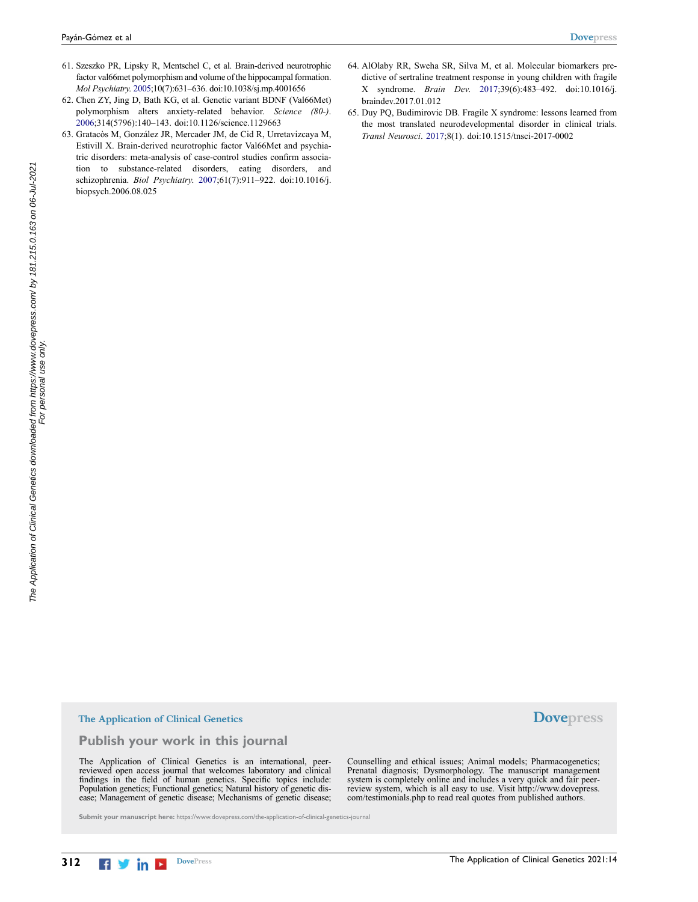61. Szeszko PR, Lipsky R, Mentschel C, et al. Brain-derived neurotrophic factor val66met polymorphism and volume of the hippocampal formation. *Mol Psychiatry*. 2005;10(7):631–636. doi:10.1038/sj.mp.4001656
62. Chen ZY, Jing D, Bath KG, et al. Genetic variant BDNF (Val66Met) polymorphism alters anxiety-related behavior. *Science (80-)*. 2006;314(5796):140–143. doi:10.1126/science.1129663
63. Gratacòs M, González JR, Mercader JM, de Cid R, Urretavizcaya M, Estivill X. Brain-derived neurotrophic factor Val66Met and psychiatric disorders: meta-analysis of case-control studies confirm association to substance-related disorders, eating disorders, and schizophrenia. *Biol Psychiatry*. 2007;61(7):911–922. doi:10.1016/j.biopsych.2006.08.025
64. AlOlaby RR, Sweha SR, Silva M, et al. Molecular biomarkers predictive of sertraline treatment response in young children with fragile X syndrome. *Brain Dev*. 2017;39(6):483–492. doi:10.1016/j.braindev.2017.01.012
65. Duy PQ, Budimirovic DB. Fragile X syndrome: lessons learned from the most translated neurodevelopmental disorder in clinical trials. *Transl Neurosci*. 2017;8(1). doi:10.1515/tnsci-2017-0002

**The Application of Clinical Genetics** **Dovepress**

## Publish your work in this journal

The Application of Clinical Genetics is an international, peer-reviewed open access journal that welcomes laboratory and clinical findings in the field of human genetics. Specific topics include: Population genetics; Functional genetics; Natural history of genetic disease; Management of genetic disease; Mechanisms of genetic disease; Counselling and ethical issues; Animal models; Pharmacogenetics; Prenatal diagnosis; Dysmorphology. The manuscript management system is completely online and includes a very quick and fair peer-review system, which is all easy to use. Visit http://www.dovepress.com/testimonials.php to read real quotes from published authors.

**Submit your manuscript here:** https://www.dovepress.com/the-application-of-clinical-genetics-journal